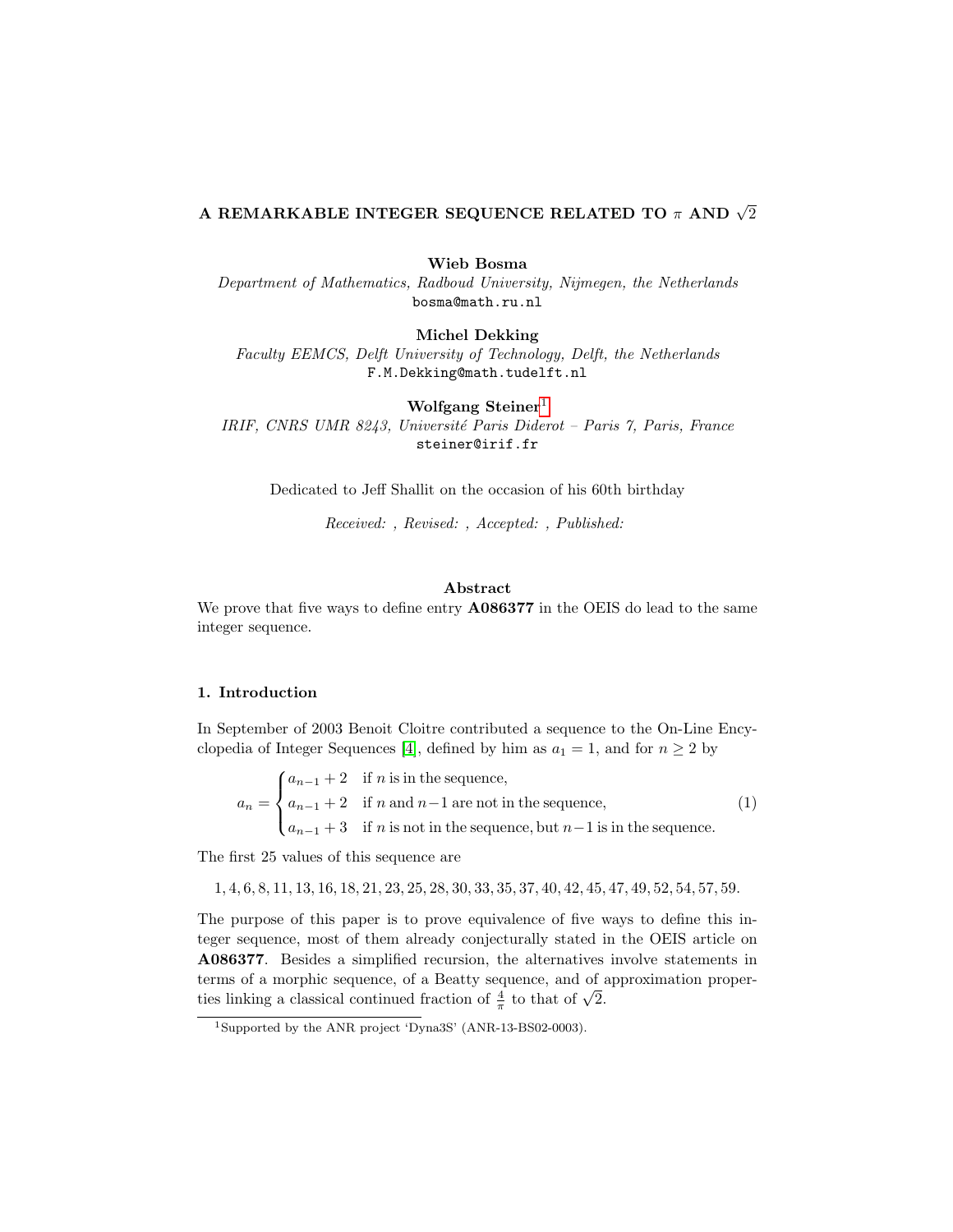# A REMARKABLE INTEGER SEQUENCE RELATED TO $\pi$ AND $\sqrt{2}$

**Wieb Bosma**
*Department of Mathematics, Radboud University, Nijmegen, the Netherlands*
bosma@math.ru.nl

**Michel Dekking**
*Faculty EEMCS, Delft University of Technology, Delft, the Netherlands*
F.M.Dekking@math.tudelft.nl

**Wolfgang Steiner**[1]
*IRIF, CNRS UMR 8243, Université Paris Diderot – Paris 7, Paris, France*
steiner@irif.fr

Dedicated to Jeff Shallit on the occasion of his 60th birthday

*Received: , Revised: , Accepted: , Published:*

## Abstract

We prove that five ways to define entry **A086377** in the OEIS do lead to the same integer sequence.

## 1. Introduction

In September of 2003 Benoit Cloitre contributed a sequence to the On-Line Encyclopedia of Integer Sequences [4], defined by him as $a_1 = 1$, and for $n \geq 2$ by

$$a_n = \begin{cases} a_{n-1} + 2 & \text{if } n \text{ is in the sequence,} \\ a_{n-1} + 2 & \text{if } n \text{ and } n-1 \text{ are not in the sequence,} \\ a_{n-1} + 3 & \text{if } n \text{ is not in the sequence, but } n-1 \text{ is in the sequence.} \end{cases} \tag{1}$$

The first 25 values of this sequence are

$$1, 4, 6, 8, 11, 13, 16, 18, 21, 23, 25, 28, 30, 33, 35, 37, 40, 42, 45, 47, 49, 52, 54, 57, 59.$$

The purpose of this paper is to prove equivalence of five ways to define this integer sequence, most of them already conjecturally stated in the OEIS article on **A086377**. Besides a simplified recursion, the alternatives involve statements in terms of a morphic sequence, of a Beatty sequence, and of approximation properties linking a classical continued fraction of $\frac{4}{\pi}$ to that of $\sqrt{2}$.

[1] Supported by the ANR project 'Dyna3S' (ANR-13-BS02-0003).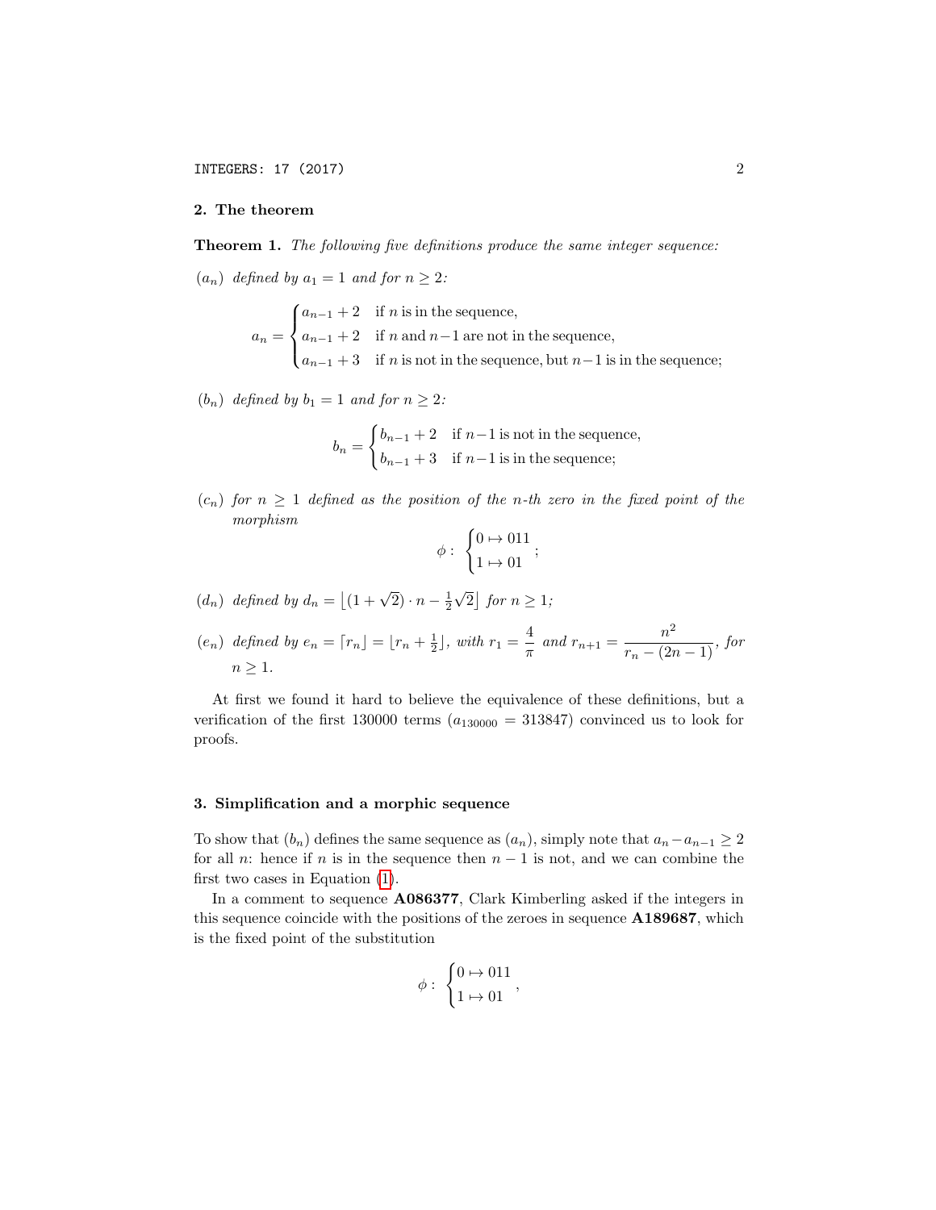## 2. The theorem

**Theorem 1.** *The following five definitions produce the same integer sequence:*

$(a_n)$ *defined by* $a_1 = 1$ *and for* $n \geq 2$*:*

$$a_n = \begin{cases} a_{n-1} + 2 & \text{if } n \text{ is in the sequence,} \\ a_{n-1} + 2 & \text{if } n \text{ and } n-1 \text{ are not in the sequence,} \\ a_{n-1} + 3 & \text{if } n \text{ is not in the sequence, but } n-1 \text{ is in the sequence;} \end{cases}$$

$(b_n)$ *defined by* $b_1 = 1$ *and for* $n \geq 2$*:*

$$b_n = \begin{cases} b_{n-1} + 2 & \text{if } n-1 \text{ is not in the sequence,} \\ b_{n-1} + 3 & \text{if } n-1 \text{ is in the sequence;} \end{cases}$$

$(c_n)$ *for* $n \geq 1$ *defined as the position of the* $n$*-th zero in the fixed point of the morphism*

$$\phi: \begin{cases} 0 \mapsto 011 \\ 1 \mapsto 01 \end{cases};$$

$(d_n)$ *defined by* $d_n = \lfloor (1+\sqrt{2}) \cdot n - \frac{1}{2}\sqrt{2} \rfloor$ *for* $n \geq 1$*;*

$(e_n)$ *defined by* $e_n = \lceil r_n \rfloor = \lfloor r_n + \frac{1}{2} \rfloor$*, with* $r_1 = \dfrac{4}{\pi}$ *and* $r_{n+1} = \dfrac{n^2}{r_n - (2n-1)}$*, for* $n \geq 1$*.*

At first we found it hard to believe the equivalence of these definitions, but a verification of the first 130000 terms ($a_{130000} = 313847$) convinced us to look for proofs.

## 3. Simplification and a morphic sequence

To show that $(b_n)$ defines the same sequence as $(a_n)$, simply note that $a_n - a_{n-1} \geq 2$ for all $n$: hence if $n$ is in the sequence then $n-1$ is not, and we can combine the first two cases in Equation (1).

In a comment to sequence **A086377**, Clark Kimberling asked if the integers in this sequence coincide with the positions of the zeroes in sequence **A189687**, which is the fixed point of the substitution

$$\phi: \begin{cases} 0 \mapsto 011 \\ 1 \mapsto 01 \end{cases},$$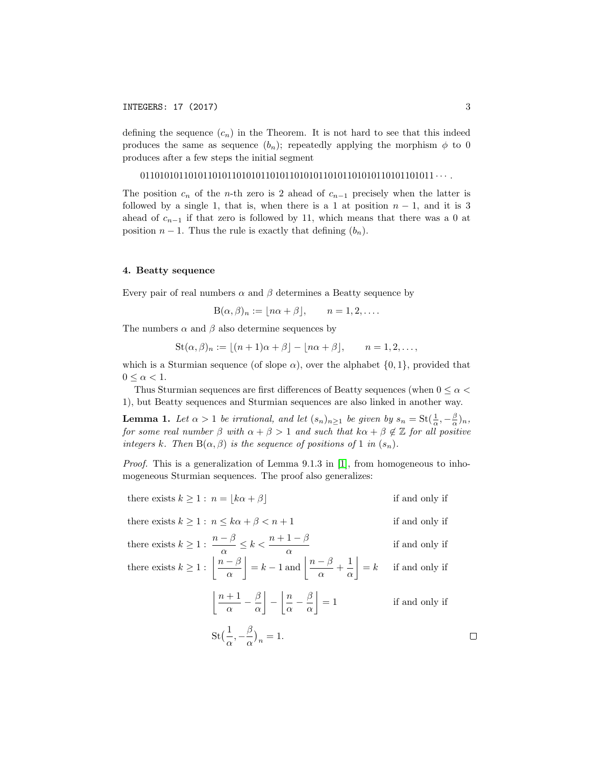defining the sequence $(c_n)$ in the Theorem. It is not hard to see that this indeed produces the same as sequence $(b_n)$; repeatedly applying the morphism $\phi$ to 0 produces after a few steps the initial segment

$$0110101011010110101101010110101101010110101101010110101101011\cdots.$$

The position $c_n$ of the $n$-th zero is 2 ahead of $c_{n-1}$ precisely when the latter is followed by a single 1, that is, when there is a 1 at position $n-1$, and it is 3 ahead of $c_{n-1}$ if that zero is followed by 11, which means that there was a 0 at position $n-1$. Thus the rule is exactly that defining $(b_n)$.

## 4. Beatty sequence

Every pair of real numbers $\alpha$ and $\beta$ determines a Beatty sequence by

$$\mathrm{B}(\alpha, \beta)_n := \lfloor n\alpha + \beta \rfloor, \qquad n = 1, 2, \ldots.$$

The numbers $\alpha$ and $\beta$ also determine sequences by

$$\mathrm{St}(\alpha, \beta)_n := \lfloor (n+1)\alpha + \beta \rfloor - \lfloor n\alpha + \beta \rfloor, \qquad n = 1, 2, \ldots,$$

which is a Sturmian sequence (of slope $\alpha$), over the alphabet $\{0, 1\}$, provided that $0 \leq \alpha < 1$.

Thus Sturmian sequences are first differences of Beatty sequences (when $0 \leq \alpha < 1$), but Beatty sequences and Sturmian sequences are also linked in another way.

**Lemma 1.** *Let $\alpha > 1$ be irrational, and let $(s_n)_{n \geq 1}$ be given by $s_n = \mathrm{St}(\frac{1}{\alpha}, -\frac{\beta}{\alpha})_n$, for some real number $\beta$ with $\alpha + \beta > 1$ and such that $k\alpha + \beta \notin \mathbb{Z}$ for all positive integers $k$. Then $\mathrm{B}(\alpha, \beta)$ is the sequence of positions of 1 in $(s_n)$.*

*Proof.* This is a generalization of Lemma 9.1.3 in [1], from homogeneous to inhomogeneous Sturmian sequences. The proof also generalizes:

$$\begin{aligned}
&\text{there exists } k \geq 1 : \ n = \lfloor k\alpha + \beta \rfloor && \text{if and only if} \\
&\text{there exists } k \geq 1 : \ n \leq k\alpha + \beta < n + 1 && \text{if and only if} \\
&\text{there exists } k \geq 1 : \ \frac{n - \beta}{\alpha} \leq k < \frac{n + 1 - \beta}{\alpha} && \text{if and only if} \\
&\text{there exists } k \geq 1 : \ \left\lfloor \frac{n - \beta}{\alpha} \right\rfloor = k - 1 \text{ and } \left\lfloor \frac{n - \beta}{\alpha} + \frac{1}{\alpha} \right\rfloor = k && \text{if and only if} \\
&\qquad\qquad \left\lfloor \frac{n+1}{\alpha} - \frac{\beta}{\alpha} \right\rfloor - \left\lfloor \frac{n}{\alpha} - \frac{\beta}{\alpha} \right\rfloor = 1 && \text{if and only if} \\
&\qquad\qquad \mathrm{St}\big(\frac{1}{\alpha}, -\frac{\beta}{\alpha}\big)_n = 1.
\end{aligned}$$

□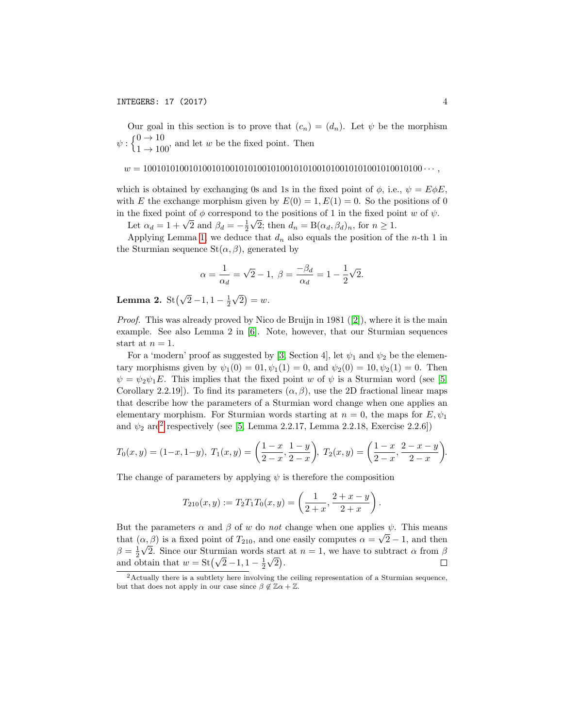Our goal in this section is to prove that $(c_n) = (d_n)$. Let $\psi$ be the morphism $\psi : \begin{cases} 0 \to 10 \\ 1 \to 100 \end{cases}$, and let $w$ be the fixed point. Then

$$w = 100101010010100101001010100101001010100101001010100101001010010100\cdots,$$

which is obtained by exchanging 0s and 1s in the fixed point of $\phi$, i.e., $\psi = E\phi E$, with $E$ the exchange morphism given by $E(0) = 1, E(1) = 0$. So the positions of 0 in the fixed point of $\phi$ correspond to the positions of 1 in the fixed point $w$ of $\psi$.

Let $\alpha_d = 1 + \sqrt{2}$ and $\beta_d = -\frac{1}{2}\sqrt{2}$; then $d_n = \mathrm{B}(\alpha_d, \beta_d)_n$, for $n \geq 1$.

Applying Lemma 1, we deduce that $d_n$ also equals the position of the $n$-th 1 in the Sturmian sequence $\mathrm{St}(\alpha, \beta)$, generated by

$$\alpha = \frac{1}{\alpha_d} = \sqrt{2} - 1, \ \beta = \frac{-\beta_d}{\alpha_d} = 1 - \frac{1}{2}\sqrt{2}.$$

**Lemma 2.** $\mathrm{St}\big(\sqrt{2} - 1, 1 - \frac{1}{2}\sqrt{2}\big) = w$.

*Proof.* This was already proved by Nico de Bruijn in 1981 ([2]), where it is the main example. See also Lemma 2 in [6]. Note, however, that our Sturmian sequences start at $n = 1$.

For a 'modern' proof as suggested by [3, Section 4], let $\psi_1$ and $\psi_2$ be the elementary morphisms given by $\psi_1(0) = 01, \psi_1(1) = 0$, and $\psi_2(0) = 10, \psi_2(1) = 0$. Then $\psi = \psi_2\psi_1 E$. This implies that the fixed point $w$ of $\psi$ is a Sturmian word (see [5, Corollary 2.2.19]). To find its parameters $(\alpha, \beta)$, use the 2D fractional linear maps that describe how the parameters of a Sturmian word change when one applies an elementary morphism. For Sturmian words starting at $n = 0$, the maps for $E, \psi_1$ and $\psi_2$ are[2] respectively (see [5, Lemma 2.2.17, Lemma 2.2.18, Exercise 2.2.6])

$$T_0(x, y) = (1-x, 1-y), \ T_1(x, y) = \left(\frac{1-x}{2-x}, \frac{1-y}{2-x}\right), \ T_2(x, y) = \left(\frac{1-x}{2-x}, \frac{2-x-y}{2-x}\right).$$

The change of parameters by applying $\psi$ is therefore the composition

$$T_{210}(x, y) := T_2 T_1 T_0(x, y) = \left(\frac{1}{2+x}, \frac{2+x-y}{2+x}\right).$$

But the parameters $\alpha$ and $\beta$ of $w$ do *not* change when one applies $\psi$. This means that $(\alpha, \beta)$ is a fixed point of $T_{210}$, and one easily computes $\alpha = \sqrt{2} - 1$, and then $\beta = \frac{1}{2}\sqrt{2}$. Since our Sturmian words start at $n = 1$, we have to subtract $\alpha$ from $\beta$ and obtain that $w = \mathrm{St}\big(\sqrt{2} - 1, 1 - \frac{1}{2}\sqrt{2}\big)$. □

[2] Actually there is a subtlety here involving the ceiling representation of a Sturmian sequence, but that does not apply in our case since $\beta \notin \mathbb{Z}\alpha + \mathbb{Z}$.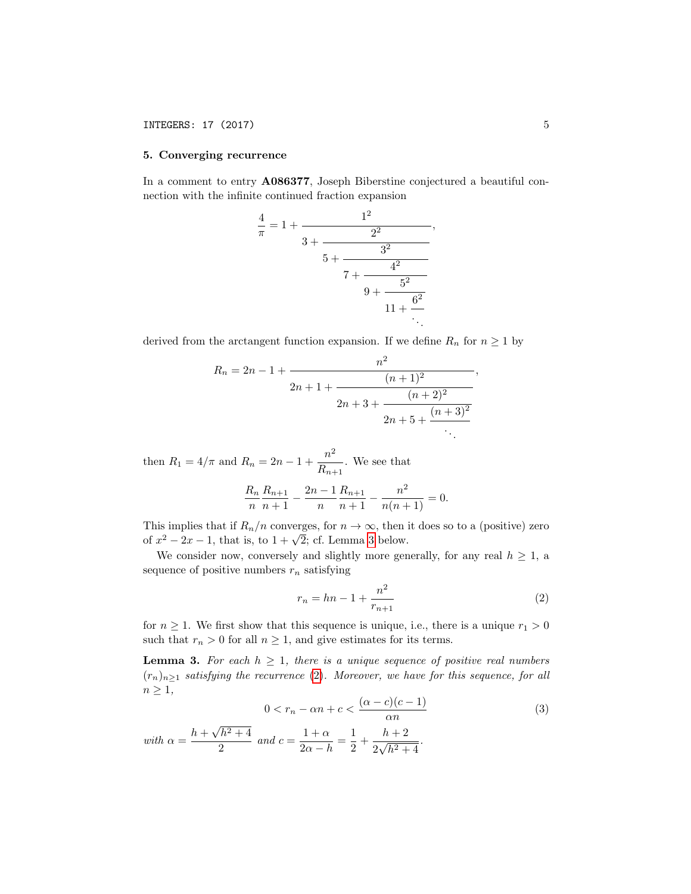## 5. Converging recurrence

In a comment to entry **A086377**, Joseph Biberstine conjectured a beautiful connection with the infinite continued fraction expansion

$$\frac{4}{\pi} = 1 + \cfrac{1^2}{3 + \cfrac{2^2}{5 + \cfrac{3^2}{7 + \cfrac{4^2}{9 + \cfrac{5^2}{11 + \cfrac{6^2}{\ddots}}}}}},$$

derived from the arctangent function expansion. If we define $R_n$ for $n \geq 1$ by

$$R_n = 2n - 1 + \cfrac{n^2}{2n + 1 + \cfrac{(n+1)^2}{2n + 3 + \cfrac{(n+2)^2}{2n + 5 + \cfrac{(n+3)^2}{\ddots}}}},$$

then $R_1 = 4/\pi$ and $R_n = 2n - 1 + \dfrac{n^2}{R_{n+1}}$. We see that

$$\frac{R_n}{n}\frac{R_{n+1}}{n+1} - \frac{2n-1}{n}\frac{R_{n+1}}{n+1} - \frac{n^2}{n(n+1)} = 0.$$

This implies that if $R_n/n$ converges, for $n \to \infty$, then it does so to a (positive) zero of $x^2 - 2x - 1$, that is, to $1 + \sqrt{2}$; cf. Lemma 3 below.

We consider now, conversely and slightly more generally, for any real $h \geq 1$, a sequence of positive numbers $r_n$ satisfying

$$r_n = hn - 1 + \frac{n^2}{r_{n+1}} \tag{2}$$

for $n \geq 1$. We first show that this sequence is unique, i.e., there is a unique $r_1 > 0$ such that $r_n > 0$ for all $n \geq 1$, and give estimates for its terms.

**Lemma 3.** *For each $h \geq 1$, there is a unique sequence of positive real numbers $(r_n)_{n\geq 1}$ satisfying the recurrence (2). Moreover, we have for this sequence, for all $n \geq 1$,*

$$0 < r_n - \alpha n + c < \frac{(\alpha - c)(c-1)}{\alpha n} \tag{3}$$

*with* $\alpha = \dfrac{h + \sqrt{h^2 + 4}}{2}$ *and* $c = \dfrac{1 + \alpha}{2\alpha - h} = \dfrac{1}{2} + \dfrac{h+2}{2\sqrt{h^2+4}}$.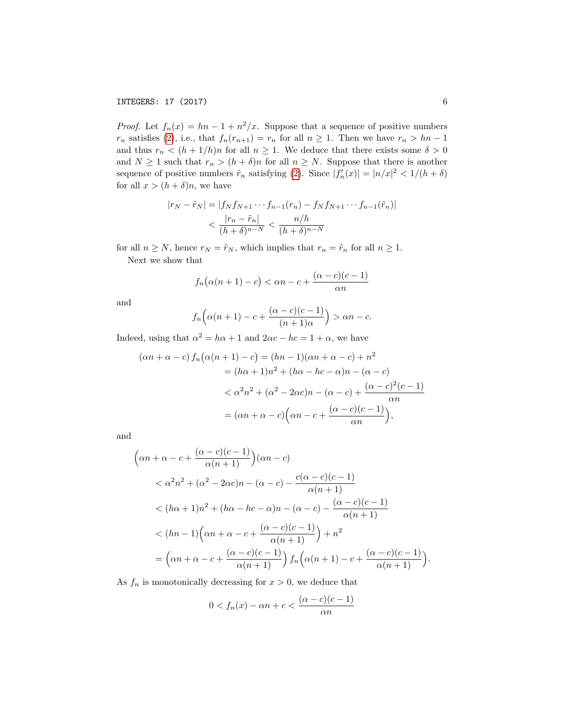*Proof.* Let $f_n(x) = hn - 1 + n^2/x$. Suppose that a sequence of positive numbers $r_n$ satisfies (2), i.e., that $f_n(r_{n+1}) = r_n$ for all $n \geq 1$. Then we have $r_n > hn - 1$ and thus $r_n < (h + 1/h)n$ for all $n \geq 1$. We deduce that there exists some $\delta > 0$ and $N \geq 1$ such that $r_n > (h + \delta)n$ for all $n \geq N$. Suppose that there is another sequence of positive numbers $\tilde{r}_n$ satisfying (2). Since $|f_n'(x)| = |n/x|^2 < 1/(h + \delta)$ for all $x > (h + \delta)n$, we have

$$
\begin{aligned}
|r_N - \tilde{r}_N| &= |f_N f_{N+1} \cdots f_{n-1}(r_n) - f_N f_{N+1} \cdots f_{n-1}(\tilde{r}_n)| \\
&< \frac{|r_n - \tilde{r}_n|}{(h+\delta)^{n-N}} < \frac{n/h}{(h+\delta)^{n-N}}
\end{aligned}
$$

for all $n \geq N$, hence $r_N = \tilde{r}_N$, which implies that $r_n = \tilde{r}_n$ for all $n \geq 1$.

Next we show that

$$
f_n\big(\alpha(n+1) - c\big) < \alpha n - c + \frac{(\alpha - c)(c-1)}{\alpha n}
$$

and

$$
f_n\Big(\alpha(n+1) - c + \frac{(\alpha - c)(c-1)}{(n+1)\alpha}\Big) > \alpha n - c.
$$

Indeed, using that $\alpha^2 = h\alpha + 1$ and $2\alpha c - hc = 1 + \alpha$, we have

$$
\begin{aligned}
(\alpha n + \alpha - c)\, f_n\big(\alpha(n+1) - c\big) &= (hn - 1)(\alpha n + \alpha - c) + n^2 \\
&= (h\alpha + 1)n^2 + (h\alpha - hc - \alpha)n - (\alpha - c) \\
&< \alpha^2 n^2 + (\alpha^2 - 2\alpha c)n - (\alpha - c) + \frac{(\alpha - c)^2(c-1)}{\alpha n} \\
&= (\alpha n + \alpha - c)\Big(\alpha n - c + \frac{(\alpha - c)(c-1)}{\alpha n}\Big),
\end{aligned}
$$

and

$$
\begin{aligned}
&\Big(\alpha n + \alpha - c + \frac{(\alpha - c)(c-1)}{\alpha(n+1)}\Big)(\alpha n - c) \\
&\quad < \alpha^2 n^2 + (\alpha^2 - 2\alpha c)n - (\alpha - c) - \frac{c(\alpha - c)(c-1)}{\alpha(n+1)} \\
&\quad < (h\alpha + 1)n^2 + (h\alpha - hc - \alpha)n - (\alpha - c) - \frac{(\alpha - c)(c-1)}{\alpha(n+1)} \\
&\quad < (hn - 1)\Big(\alpha n + \alpha - c + \frac{(\alpha - c)(c-1)}{\alpha(n+1)}\Big) + n^2 \\
&\quad = \Big(\alpha n + \alpha - c + \frac{(\alpha - c)(c-1)}{\alpha(n+1)}\Big)\, f_n\Big(\alpha(n+1) - c + \frac{(\alpha - c)(c-1)}{\alpha(n+1)}\Big).
\end{aligned}
$$

As $f_n$ is monotonically decreasing for $x > 0$, we deduce that

$$
0 < f_n(x) - \alpha n + c < \frac{(\alpha - c)(c-1)}{\alpha n}
$$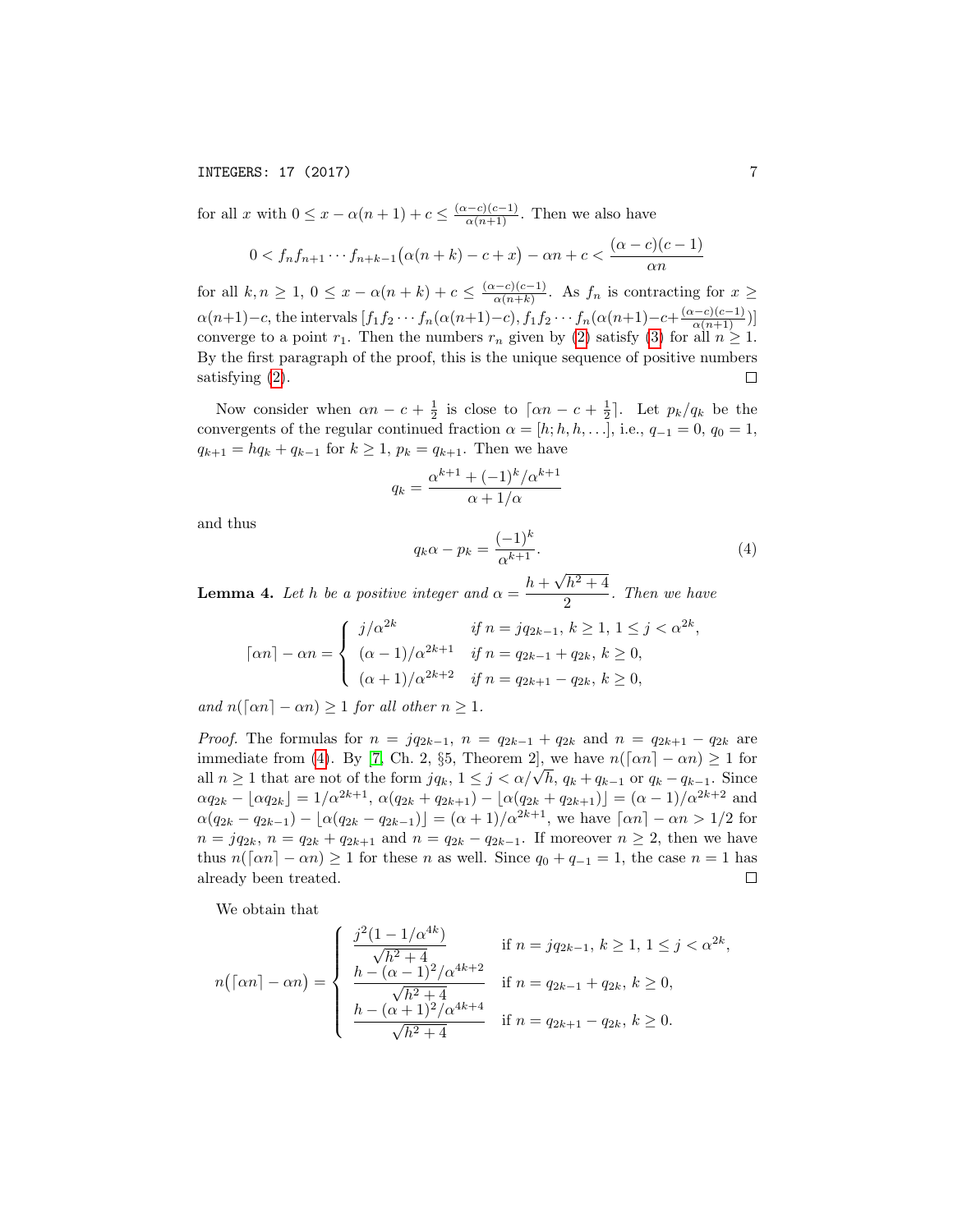for all $x$ with $0 \le x - \alpha(n+1) + c \le \frac{(\alpha-c)(c-1)}{\alpha(n+1)}$. Then we also have

$$0 < f_n f_{n+1} \cdots f_{n+k-1}\big(\alpha(n+k) - c + x\big) - \alpha n + c < \frac{(\alpha-c)(c-1)}{\alpha n}$$

for all $k, n \ge 1$, $0 \le x - \alpha(n+k) + c \le \frac{(\alpha-c)(c-1)}{\alpha(n+k)}$. As $f_n$ is contracting for $x \ge \alpha(n+1) - c$, the intervals $[f_1 f_2 \cdots f_n(\alpha(n+1)-c), f_1 f_2 \cdots f_n(\alpha(n+1)-c+\frac{(\alpha-c)(c-1)}{\alpha(n+1)})]$ converge to a point $r_1$. Then the numbers $r_n$ given by (2) satisfy (3) for all $n \ge 1$. By the first paragraph of the proof, this is the unique sequence of positive numbers satisfying (2). □

Now consider when $\alpha n - c + \frac{1}{2}$ is close to $\lceil \alpha n - c + \frac{1}{2} \rceil$. Let $p_k/q_k$ be the convergents of the regular continued fraction $\alpha = [h; h, h, \ldots]$, i.e., $q_{-1} = 0$, $q_0 = 1$, $q_{k+1} = hq_k + q_{k-1}$ for $k \ge 1$, $p_k = q_{k+1}$. Then we have

$$q_k = \frac{\alpha^{k+1} + (-1)^k/\alpha^{k+1}}{\alpha + 1/\alpha}$$

and thus

$$q_k \alpha - p_k = \frac{(-1)^k}{\alpha^{k+1}}. \tag{4}$$

**Lemma 4.** *Let $h$ be a positive integer and $\alpha = \dfrac{h + \sqrt{h^2+4}}{2}$. Then we have*

$$\lceil \alpha n \rceil - \alpha n = \begin{cases} j/\alpha^{2k} & \text{if } n = jq_{2k-1},\ k \ge 1,\ 1 \le j < \alpha^{2k}, \\ (\alpha-1)/\alpha^{2k+1} & \text{if } n = q_{2k-1} + q_{2k},\ k \ge 0, \\ (\alpha+1)/\alpha^{2k+2} & \text{if } n = q_{2k+1} - q_{2k},\ k \ge 0, \end{cases}$$

*and $n(\lceil \alpha n \rceil - \alpha n) \ge 1$ for all other $n \ge 1$.*

*Proof.* The formulas for $n = jq_{2k-1}$, $n = q_{2k-1} + q_{2k}$ and $n = q_{2k+1} - q_{2k}$ are immediate from (4). By [7, Ch. 2, §5, Theorem 2], we have $n(\lceil \alpha n \rceil - \alpha n) \ge 1$ for all $n \ge 1$ that are not of the form $jq_k$, $1 \le j < \alpha/\sqrt{h}$, $q_k + q_{k-1}$ or $q_k - q_{k-1}$. Since $\alpha q_{2k} - \lfloor \alpha q_{2k} \rfloor = 1/\alpha^{2k+1}$, $\alpha(q_{2k} + q_{2k+1}) - \lfloor \alpha(q_{2k} + q_{2k+1}) \rfloor = (\alpha-1)/\alpha^{2k+2}$ and $\alpha(q_{2k} - q_{2k-1}) - \lfloor \alpha(q_{2k} - q_{2k-1}) \rfloor = (\alpha+1)/\alpha^{2k+1}$, we have $\lceil \alpha n \rceil - \alpha n > 1/2$ for $n = jq_{2k}$, $n = q_{2k} + q_{2k+1}$ and $n = q_{2k} - q_{2k-1}$. If moreover $n \ge 2$, then we have thus $n(\lceil \alpha n \rceil - \alpha n) \ge 1$ for these $n$ as well. Since $q_0 + q_{-1} = 1$, the case $n = 1$ has already been treated. □

We obtain that

$$n\big(\lceil \alpha n \rceil - \alpha n\big) = \begin{cases} \dfrac{j^2(1 - 1/\alpha^{4k})}{\sqrt{h^2+4}} & \text{if } n = jq_{2k-1},\ k \ge 1,\ 1 \le j < \alpha^{2k}, \\ \dfrac{h - (\alpha-1)^2/\alpha^{4k+2}}{\sqrt{h^2+4}} & \text{if } n = q_{2k-1} + q_{2k},\ k \ge 0, \\ \dfrac{h - (\alpha+1)^2/\alpha^{4k+4}}{\sqrt{h^2+4}} & \text{if } n = q_{2k+1} - q_{2k},\ k \ge 0. \end{cases}$$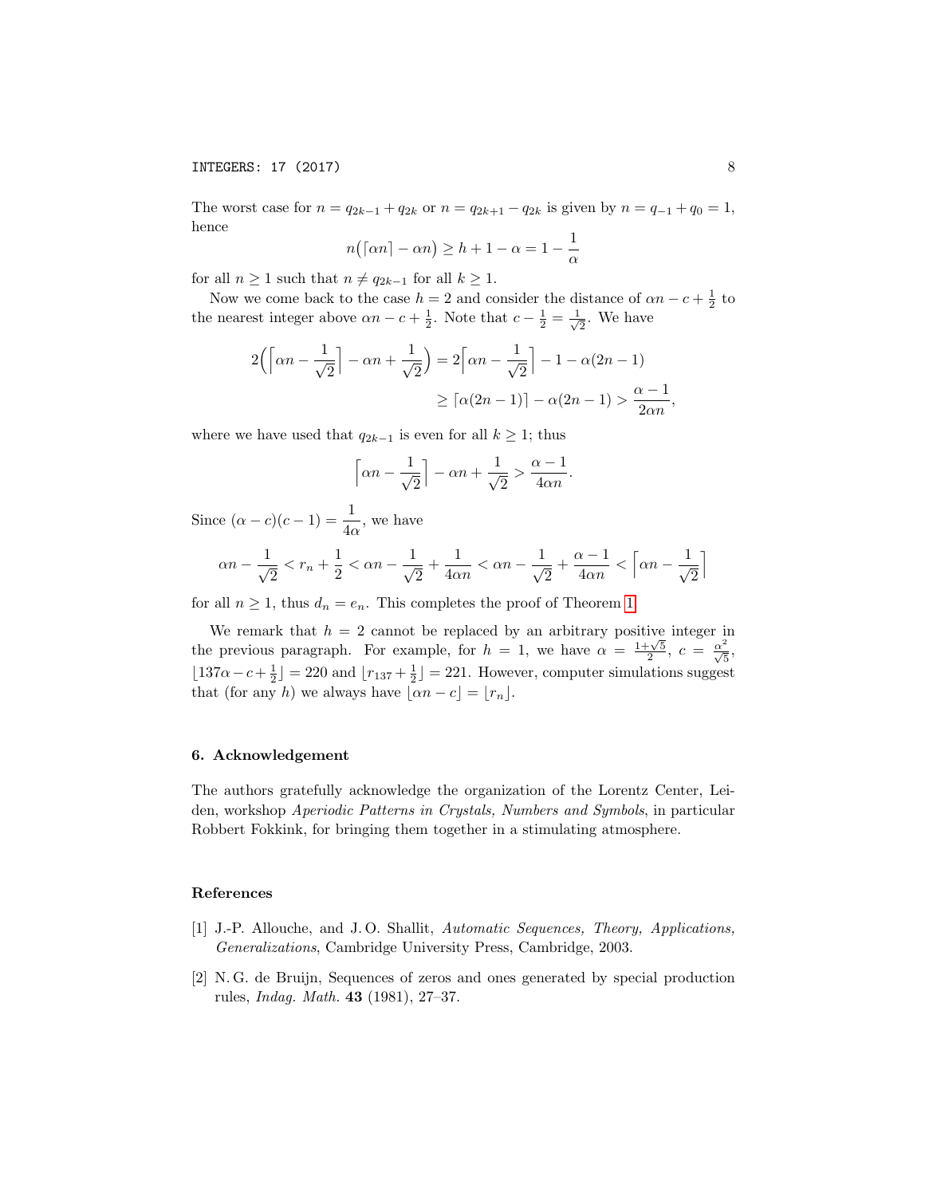The worst case for $n = q_{2k-1} + q_{2k}$ or $n = q_{2k+1} - q_{2k}$ is given by $n = q_{-1} + q_0 = 1$, hence

$$n\big(\lceil \alpha n \rceil - \alpha n\big) \geq h + 1 - \alpha = 1 - \frac{1}{\alpha}$$

for all $n \geq 1$ such that $n \neq q_{2k-1}$ for all $k \geq 1$.

Now we come back to the case $h = 2$ and consider the distance of $\alpha n - c + \frac{1}{2}$ to the nearest integer above $\alpha n - c + \frac{1}{2}$. Note that $c - \frac{1}{2} = \frac{1}{\sqrt{2}}$. We have

$$\begin{aligned}
2\Big(\Big\lceil \alpha n - \frac{1}{\sqrt{2}} \Big\rceil - \alpha n + \frac{1}{\sqrt{2}}\Big) &= 2\Big\lceil \alpha n - \frac{1}{\sqrt{2}} \Big\rceil - 1 - \alpha(2n-1) \\
&\geq \lceil \alpha(2n-1) \rceil - \alpha(2n-1) > \frac{\alpha - 1}{2\alpha n},
\end{aligned}$$

where we have used that $q_{2k-1}$ is even for all $k \geq 1$; thus

$$\Big\lceil \alpha n - \frac{1}{\sqrt{2}} \Big\rceil - \alpha n + \frac{1}{\sqrt{2}} > \frac{\alpha - 1}{4\alpha n}.$$

Since $(\alpha - c)(c - 1) = \dfrac{1}{4\alpha}$, we have

$$\alpha n - \frac{1}{\sqrt{2}} < r_n + \frac{1}{2} < \alpha n - \frac{1}{\sqrt{2}} + \frac{1}{4\alpha n} < \alpha n - \frac{1}{\sqrt{2}} + \frac{\alpha - 1}{4\alpha n} < \Big\lceil \alpha n - \frac{1}{\sqrt{2}} \Big\rceil$$

for all $n \geq 1$, thus $d_n = e_n$. This completes the proof of Theorem 1.

We remark that $h = 2$ cannot be replaced by an arbitrary positive integer in the previous paragraph. For example, for $h = 1$, we have $\alpha = \frac{1+\sqrt{5}}{2}$, $c = \frac{\alpha^2}{\sqrt{5}}$, $\lfloor 137\alpha - c + \frac{1}{2} \rfloor = 220$ and $\lfloor r_{137} + \frac{1}{2} \rfloor = 221$. However, computer simulations suggest that (for any $h$) we always have $\lfloor \alpha n - c \rfloor = \lfloor r_n \rfloor$.

## 6. Acknowledgement

The authors gratefully acknowledge the organization of the Lorentz Center, Leiden, workshop *Aperiodic Patterns in Crystals, Numbers and Symbols*, in particular Robbert Fokkink, for bringing them together in a stimulating atmosphere.

## References

[1] J.-P. Allouche, and J. O. Shallit, *Automatic Sequences, Theory, Applications, Generalizations*, Cambridge University Press, Cambridge, 2003.

[2] N. G. de Bruijn, Sequences of zeros and ones generated by special production rules, *Indag. Math.* **43** (1981), 27–37.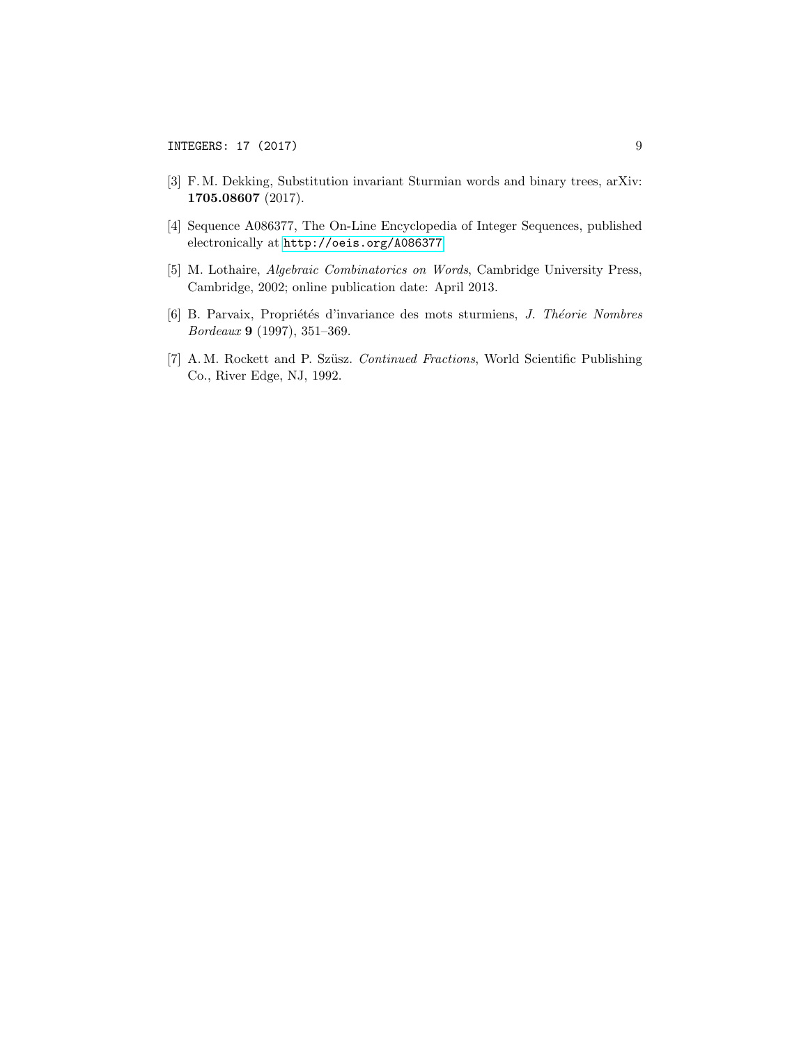[3] F. M. Dekking, Substitution invariant Sturmian words and binary trees, arXiv: **1705.08607** (2017).

[4] Sequence A086377, The On-Line Encyclopedia of Integer Sequences, published electronically at `http://oeis.org/A086377`

[5] M. Lothaire, *Algebraic Combinatorics on Words*, Cambridge University Press, Cambridge, 2002; online publication date: April 2013.

[6] B. Parvaix, Propriétés d'invariance des mots sturmiens, *J. Théorie Nombres Bordeaux* **9** (1997), 351–369.

[7] A. M. Rockett and P. Szüsz. *Continued Fractions*, World Scientific Publishing Co., River Edge, NJ, 1992.